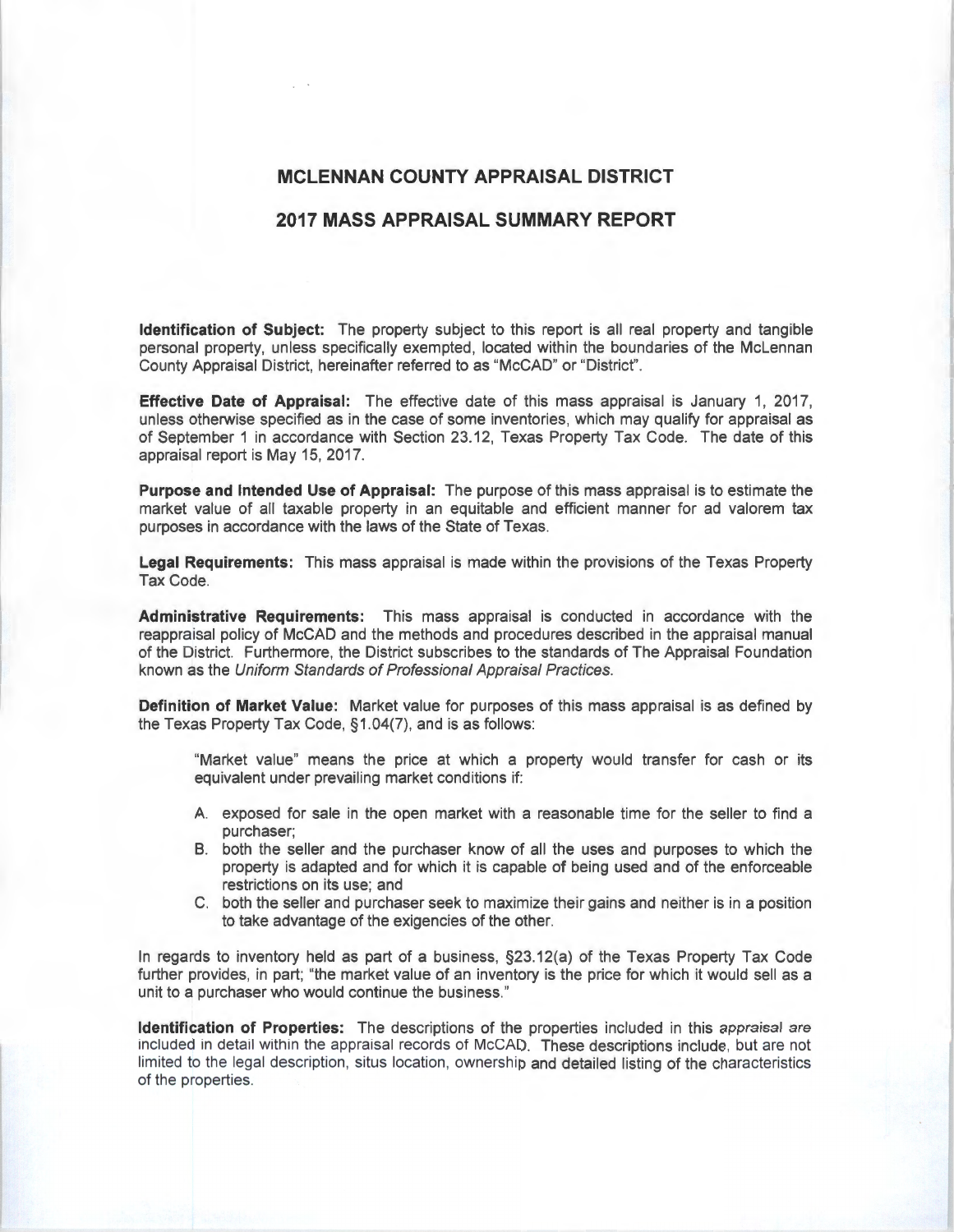# MCLENNAN COUNTY APPRAISAL DISTRICT

## 2017 MASS APPRAISAL SUMMARY REPORT

**Identification of Subject:** The property subject to this report is all real property and tangible personal property, unless specifically exempted, located within the boundaries of the McLennan County Appraisal District, hereinafter referred to as "McCAD" or "District".

**Effective Date of Appraisal:** The effective date of this mass appraisal is January 1, 2017, unless otherwise specified as in the case of some inventories, which may qualify for appraisal as of September 1 in accordance with Section 23.12, Texas Property Tax Code. The date of this appraisal report is May 15, 2017.

**Purpose and Intended Use of Appraisal:** The purpose of this mass appraisal is to estimate the market value of all taxable property in an equitable and efficient manner for ad valorem tax purposes in accordance with the laws of the State of Texas.

**Legal Requirements:** This mass appraisal is made within the provisions of the Texas Property Tax Code.

**Administrative Requirements:** This mass appraisal is conducted in accordance with the reappraisal policy of McCAD and the methods and procedures described in the appraisal manual of the District. Furthermore, the District subscribes to the standards of The Appraisal Foundation known as the *Uniform Standards of Professional Appraisal Practices*.

**Definition of Market Value:** Market value for purposes of this mass appraisal is as defined by the Texas Property Tax Code, §1.04(7), and is as follows:

> "Market value" means the price at which a property would transfer for cash or its equivalent under prevailing market conditions if:
>
> A. exposed for sale in the open market with a reasonable time for the seller to find a purchaser;
> B. both the seller and the purchaser know of all the uses and purposes to which the property is adapted and for which it is capable of being used and of the enforceable restrictions on its use; and
> C. both the seller and purchaser seek to maximize their gains and neither is in a position to take advantage of the exigencies of the other.

In regards to inventory held as part of a business, §23.12(a) of the Texas Property Tax Code further provides, in part; "the market value of an inventory is the price for which it would sell as a unit to a purchaser who would continue the business."

**Identification of Properties:** The descriptions of the properties included in this appraisal are included in detail within the appraisal records of McCAD. These descriptions include, but are not limited to the legal description, situs location, ownership and detailed listing of the characteristics of the properties.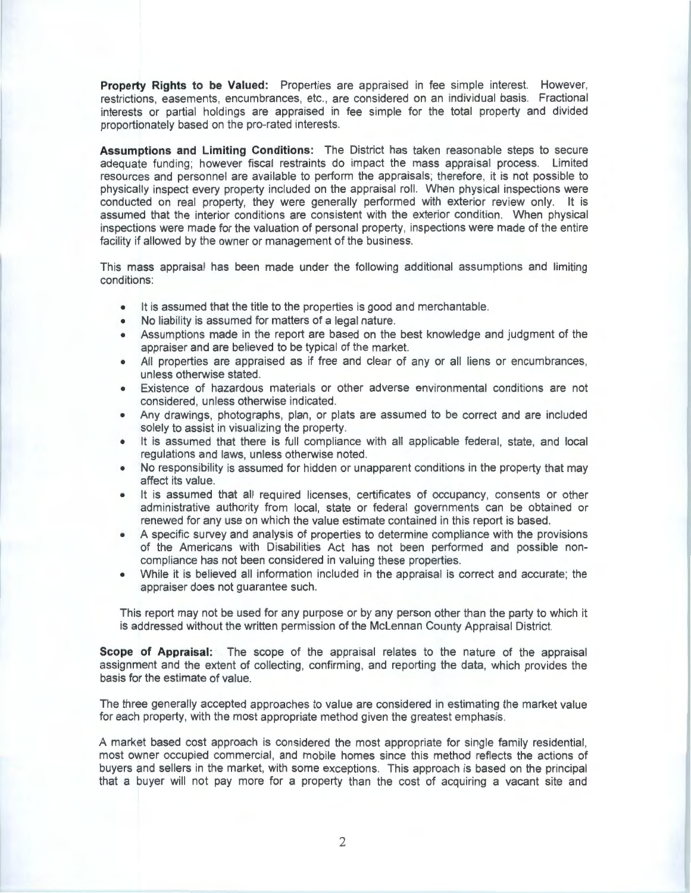**Property Rights to be Valued:** Properties are appraised in fee simple interest. However, restrictions, easements, encumbrances, etc., are considered on an individual basis. Fractional interests or partial holdings are appraised in fee simple for the total property and divided proportionately based on the pro-rated interests.

**Assumptions and Limiting Conditions:** The District has taken reasonable steps to secure adequate funding; however fiscal restraints do impact the mass appraisal process. Limited resources and personnel are available to perform the appraisals; therefore, it is not possible to physically inspect every property included on the appraisal roll. When physical inspections were conducted on real property, they were generally performed with exterior review only. It is assumed that the interior conditions are consistent with the exterior condition. When physical inspections were made for the valuation of personal property, inspections were made of the entire facility if allowed by the owner or management of the business.

This mass appraisal has been made under the following additional assumptions and limiting conditions:

- It is assumed that the title to the properties is good and merchantable.
- No liability is assumed for matters of a legal nature.
- Assumptions made in the report are based on the best knowledge and judgment of the appraiser and are believed to be typical of the market.
- All properties are appraised as if free and clear of any or all liens or encumbrances, unless otherwise stated.
- Existence of hazardous materials or other adverse environmental conditions are not considered, unless otherwise indicated.
- Any drawings, photographs, plan, or plats are assumed to be correct and are included solely to assist in visualizing the property.
- It is assumed that there is full compliance with all applicable federal, state, and local regulations and laws, unless otherwise noted.
- No responsibility is assumed for hidden or unapparent conditions in the property that may affect its value.
- It is assumed that all required licenses, certificates of occupancy, consents or other administrative authority from local, state or federal governments can be obtained or renewed for any use on which the value estimate contained in this report is based.
- A specific survey and analysis of properties to determine compliance with the provisions of the Americans with Disabilities Act has not been performed and possible non-compliance has not been considered in valuing these properties.
- While it is believed all information included in the appraisal is correct and accurate; the appraiser does not guarantee such.

This report may not be used for any purpose or by any person other than the party to which it is addressed without the written permission of the McLennan County Appraisal District.

**Scope of Appraisal:** The scope of the appraisal relates to the nature of the appraisal assignment and the extent of collecting, confirming, and reporting the data, which provides the basis for the estimate of value.

The three generally accepted approaches to value are considered in estimating the market value for each property, with the most appropriate method given the greatest emphasis.

A market based cost approach is considered the most appropriate for single family residential, most owner occupied commercial, and mobile homes since this method reflects the actions of buyers and sellers in the market, with some exceptions. This approach is based on the principal that a buyer will not pay more for a property than the cost of acquiring a vacant site and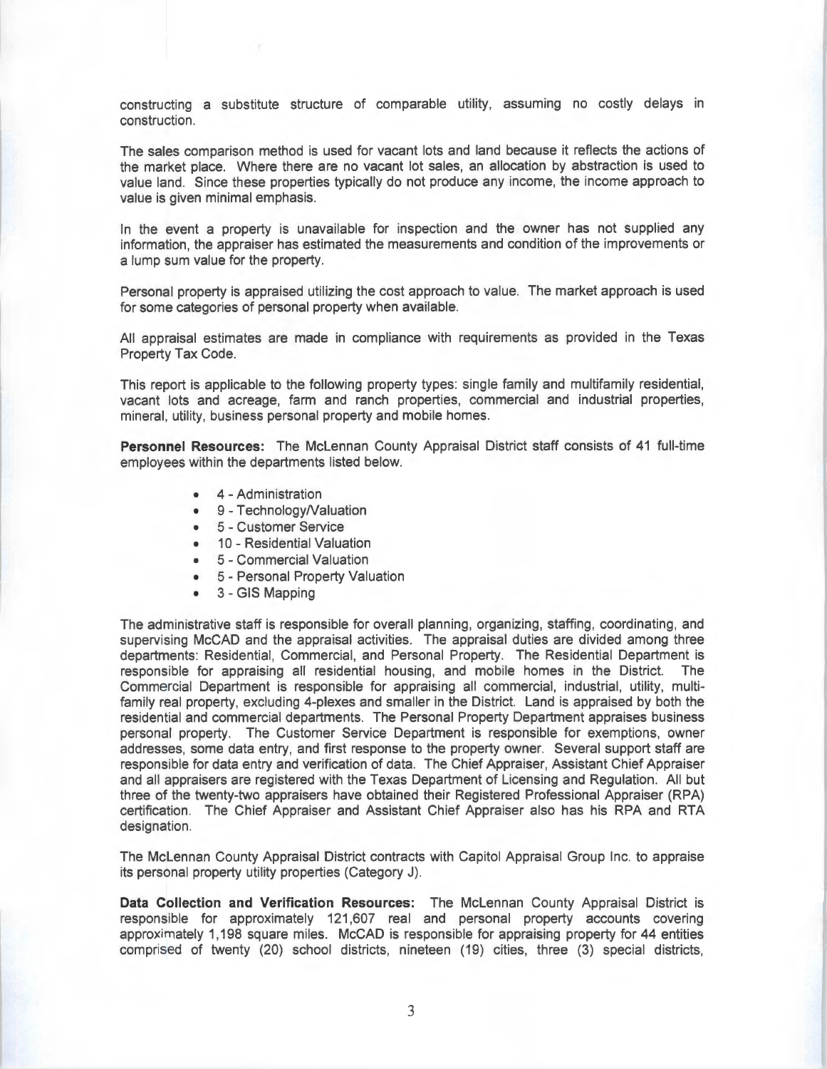constructing a substitute structure of comparable utility, assuming no costly delays in construction.

The sales comparison method is used for vacant lots and land because it reflects the actions of the market place. Where there are no vacant lot sales, an allocation by abstraction is used to value land. Since these properties typically do not produce any income, the income approach to value is given minimal emphasis.

In the event a property is unavailable for inspection and the owner has not supplied any information, the appraiser has estimated the measurements and condition of the improvements or a lump sum value for the property.

Personal property is appraised utilizing the cost approach to value. The market approach is used for some categories of personal property when available.

All appraisal estimates are made in compliance with requirements as provided in the Texas Property Tax Code.

This report is applicable to the following property types: single family and multifamily residential, vacant lots and acreage, farm and ranch properties, commercial and industrial properties, mineral, utility, business personal property and mobile homes.

**Personnel Resources:** The McLennan County Appraisal District staff consists of 41 full-time employees within the departments listed below.

- 4 - Administration
- 9 - Technology/Valuation
- 5 - Customer Service
- 10 - Residential Valuation
- 5 - Commercial Valuation
- 5 - Personal Property Valuation
- 3 - GIS Mapping

The administrative staff is responsible for overall planning, organizing, staffing, coordinating, and supervising McCAD and the appraisal activities. The appraisal duties are divided among three departments: Residential, Commercial, and Personal Property. The Residential Department is responsible for appraising all residential housing, and mobile homes in the District. The Commercial Department is responsible for appraising all commercial, industrial, utility, multi-family real property, excluding 4-plexes and smaller in the District. Land is appraised by both the residential and commercial departments. The Personal Property Department appraises business personal property. The Customer Service Department is responsible for exemptions, owner addresses, some data entry, and first response to the property owner. Several support staff are responsible for data entry and verification of data. The Chief Appraiser, Assistant Chief Appraiser and all appraisers are registered with the Texas Department of Licensing and Regulation. All but three of the twenty-two appraisers have obtained their Registered Professional Appraiser (RPA) certification. The Chief Appraiser and Assistant Chief Appraiser also has his RPA and RTA designation.

The McLennan County Appraisal District contracts with Capitol Appraisal Group Inc. to appraise its personal property utility properties (Category J).

**Data Collection and Verification Resources:** The McLennan County Appraisal District is responsible for approximately 121,607 real and personal property accounts covering approximately 1,198 square miles. McCAD is responsible for appraising property for 44 entities comprised of twenty (20) school districts, nineteen (19) cities, three (3) special districts,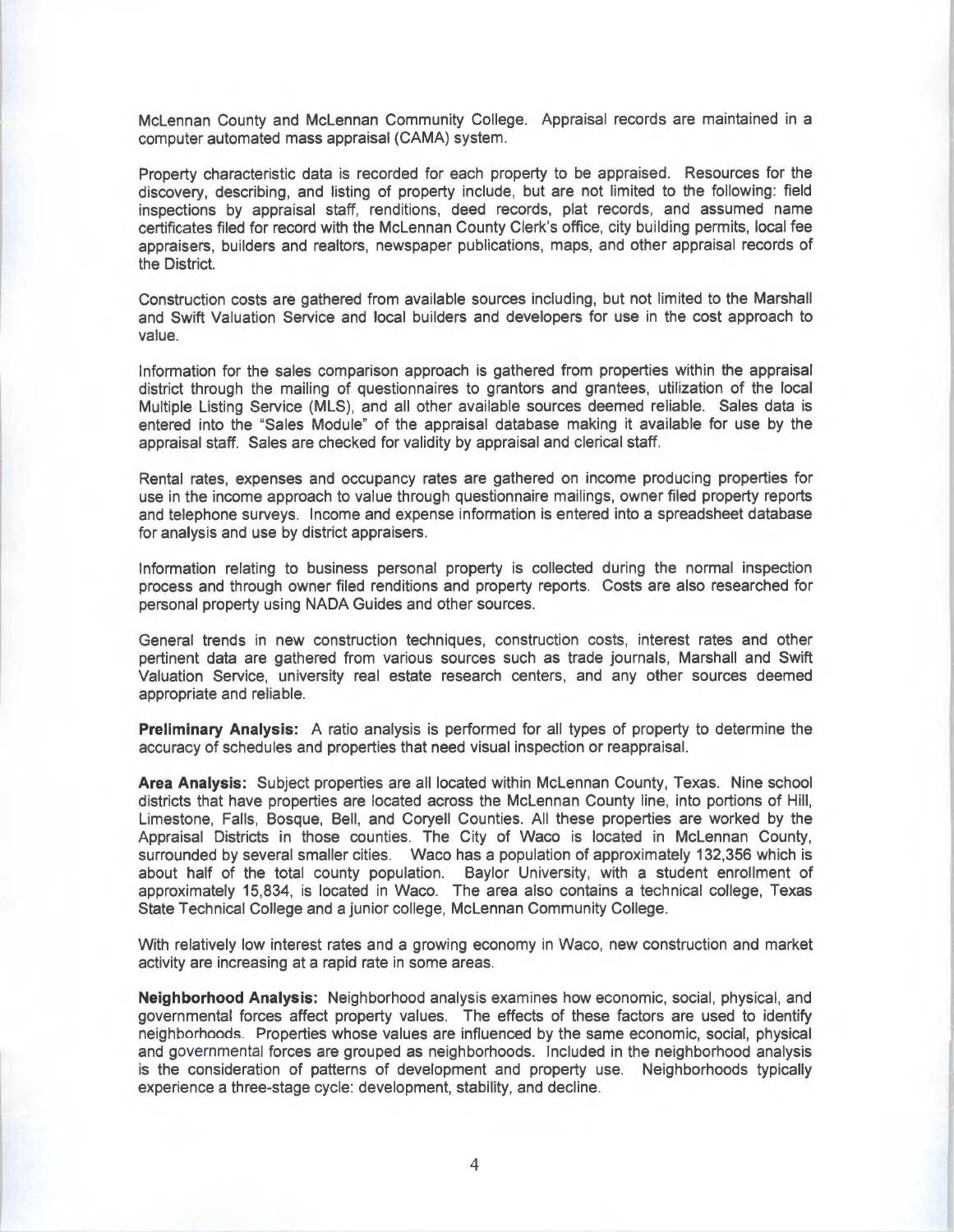McLennan County and McLennan Community College. Appraisal records are maintained in a computer automated mass appraisal (CAMA) system.

Property characteristic data is recorded for each property to be appraised. Resources for the discovery, describing, and listing of property include, but are not limited to the following: field inspections by appraisal staff, renditions, deed records, plat records, and assumed name certificates filed for record with the McLennan County Clerk's office, city building permits, local fee appraisers, builders and realtors, newspaper publications, maps, and other appraisal records of the District.

Construction costs are gathered from available sources including, but not limited to the Marshall and Swift Valuation Service and local builders and developers for use in the cost approach to value.

Information for the sales comparison approach is gathered from properties within the appraisal district through the mailing of questionnaires to grantors and grantees, utilization of the local Multiple Listing Service (MLS), and all other available sources deemed reliable. Sales data is entered into the "Sales Module" of the appraisal database making it available for use by the appraisal staff. Sales are checked for validity by appraisal and clerical staff.

Rental rates, expenses and occupancy rates are gathered on income producing properties for use in the income approach to value through questionnaire mailings, owner filed property reports and telephone surveys. Income and expense information is entered into a spreadsheet database for analysis and use by district appraisers.

Information relating to business personal property is collected during the normal inspection process and through owner filed renditions and property reports. Costs are also researched for personal property using NADA Guides and other sources.

General trends in new construction techniques, construction costs, interest rates and other pertinent data are gathered from various sources such as trade journals, Marshall and Swift Valuation Service, university real estate research centers, and any other sources deemed appropriate and reliable.

**Preliminary Analysis:** A ratio analysis is performed for all types of property to determine the accuracy of schedules and properties that need visual inspection or reappraisal.

**Area Analysis:** Subject properties are all located within McLennan County, Texas. Nine school districts that have properties are located across the McLennan County line, into portions of Hill, Limestone, Falls, Bosque, Bell, and Coryell Counties. All these properties are worked by the Appraisal Districts in those counties. The City of Waco is located in McLennan County, surrounded by several smaller cities. Waco has a population of approximately 132,356 which is about half of the total county population. Baylor University, with a student enrollment of approximately 15,834, is located in Waco. The area also contains a technical college, Texas State Technical College and a junior college, McLennan Community College.

With relatively low interest rates and a growing economy in Waco, new construction and market activity are increasing at a rapid rate in some areas.

**Neighborhood Analysis:** Neighborhood analysis examines how economic, social, physical, and governmental forces affect property values. The effects of these factors are used to identify neighborhoods. Properties whose values are influenced by the same economic, social, physical and governmental forces are grouped as neighborhoods. Included in the neighborhood analysis is the consideration of patterns of development and property use. Neighborhoods typically experience a three-stage cycle: development, stability, and decline.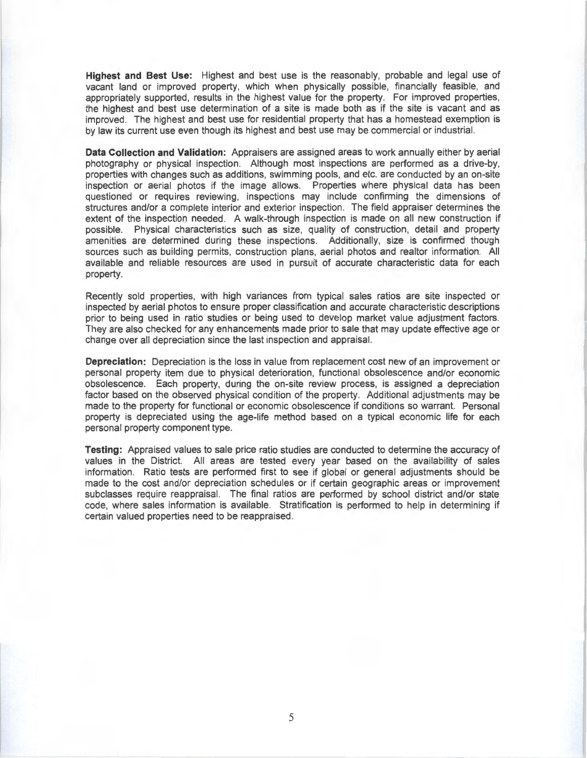**Highest and Best Use:** Highest and best use is the reasonably, probable and legal use of vacant land or improved property, which when physically possible, financially feasible, and appropriately supported, results in the highest value for the property. For improved properties, the highest and best use determination of a site is made both as if the site is vacant and as improved. The highest and best use for residential property that has a homestead exemption is by law its current use even though its highest and best use may be commercial or industrial.

**Data Collection and Validation:** Appraisers are assigned areas to work annually either by aerial photography or physical inspection. Although most inspections are performed as a drive-by, properties with changes such as additions, swimming pools, and etc. are conducted by an on-site inspection or aerial photos if the image allows. Properties where physical data has been questioned or requires reviewing, inspections may include confirming the dimensions of structures and/or a complete interior and exterior inspection. The field appraiser determines the extent of the inspection needed. A walk-through inspection is made on all new construction if possible. Physical characteristics such as size, quality of construction, detail and property amenities are determined during these inspections. Additionally, size is confirmed though sources such as building permits, construction plans, aerial photos and realtor information. All available and reliable resources are used in pursuit of accurate characteristic data for each property.

Recently sold properties, with high variances from typical sales ratios are site inspected or inspected by aerial photos to ensure proper classification and accurate characteristic descriptions prior to being used in ratio studies or being used to develop market value adjustment factors. They are also checked for any enhancements made prior to sale that may update effective age or change over all depreciation since the last inspection and appraisal.

**Depreciation:** Depreciation is the loss in value from replacement cost new of an improvement or personal property item due to physical deterioration, functional obsolescence and/or economic obsolescence. Each property, during the on-site review process, is assigned a depreciation factor based on the observed physical condition of the property. Additional adjustments may be made to the property for functional or economic obsolescence if conditions so warrant. Personal property is depreciated using the age-life method based on a typical economic life for each personal property component type.

**Testing:** Appraised values to sale price ratio studies are conducted to determine the accuracy of values in the District. All areas are tested every year based on the availability of sales information. Ratio tests are performed first to see if global or general adjustments should be made to the cost and/or depreciation schedules or if certain geographic areas or improvement subclasses require reappraisal. The final ratios are performed by school district and/or state code, where sales information is available. Stratification is performed to help in determining if certain valued properties need to be reappraised.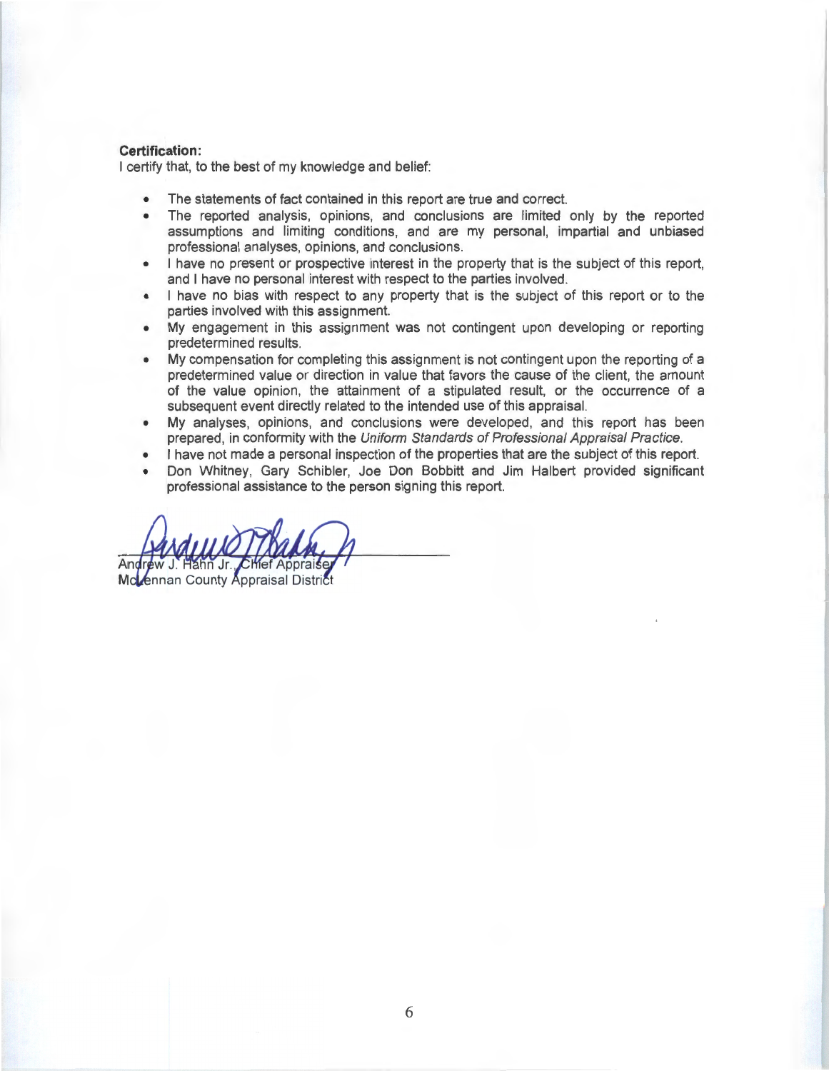**Certification:**
I certify that, to the best of my knowledge and belief:

- The statements of fact contained in this report are true and correct.
- The reported analysis, opinions, and conclusions are limited only by the reported assumptions and limiting conditions, and are my personal, impartial and unbiased professional analyses, opinions, and conclusions.
- I have no present or prospective interest in the property that is the subject of this report, and I have no personal interest with respect to the parties involved.
- I have no bias with respect to any property that is the subject of this report or to the parties involved with this assignment.
- My engagement in this assignment was not contingent upon developing or reporting predetermined results.
- My compensation for completing this assignment is not contingent upon the reporting of a predetermined value or direction in value that favors the cause of the client, the amount of the value opinion, the attainment of a stipulated result, or the occurrence of a subsequent event directly related to the intended use of this appraisal.
- My analyses, opinions, and conclusions were developed, and this report has been prepared, in conformity with the *Uniform Standards of Professional Appraisal Practice.*
- I have not made a personal inspection of the properties that are the subject of this report.
- Don Whitney, Gary Schibler, Joe Don Bobbitt and Jim Halbert provided significant professional assistance to the person signing this report.

Andrew J. Hahn Jr., Chief Appraiser
McLennan County Appraisal District